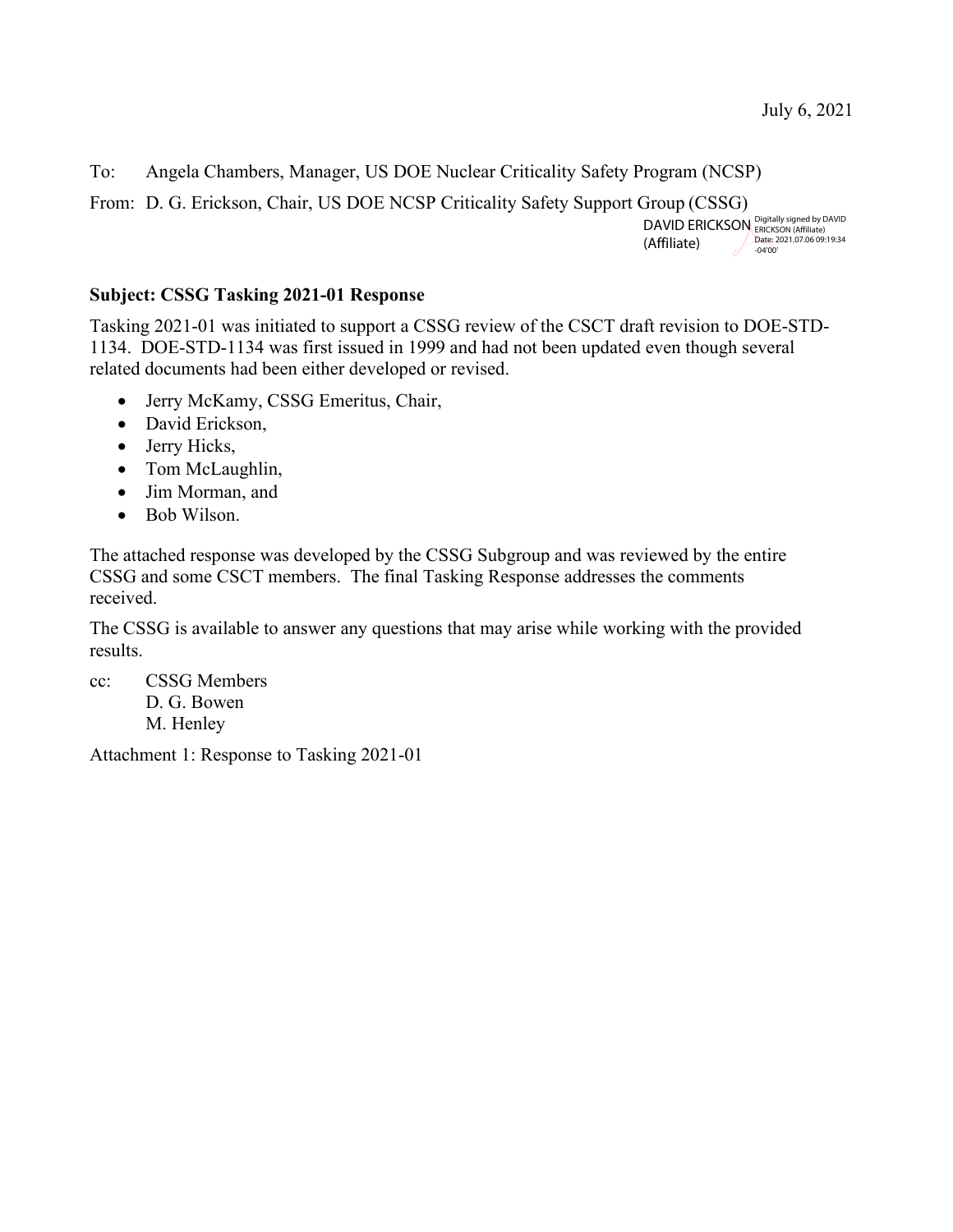July 6, 2021

To: Angela Chambers, Manager, US DOE Nuclear Criticality Safety Program (NCSP)

From: D. G. Erickson, Chair, US DOE NCSP Criticality Safety Support Group (CSSG)

DAVID ERICKSON (Affiliate) Digitally signed by DAVID ERICKSON (Affiliate) Date: 2021.07.06 09:19:34 -04'00'

**Subject: CSSG Tasking 2021-01 Response**

Tasking 2021-01 was initiated to support a CSSG review of the CSCT draft revision to DOE-STD-1134. DOE-STD-1134 was first issued in 1999 and had not been updated even though several related documents had been either developed or revised.

- Jerry McKamy, CSSG Emeritus, Chair,
- David Erickson,
- Jerry Hicks,
- Tom McLaughlin,
- Jim Morman, and
- Bob Wilson.

The attached response was developed by the CSSG Subgroup and was reviewed by the entire CSSG and some CSCT members. The final Tasking Response addresses the comments received.

The CSSG is available to answer any questions that may arise while working with the provided results.

cc: CSSG Members
D. G. Bowen
M. Henley

Attachment 1: Response to Tasking 2021-01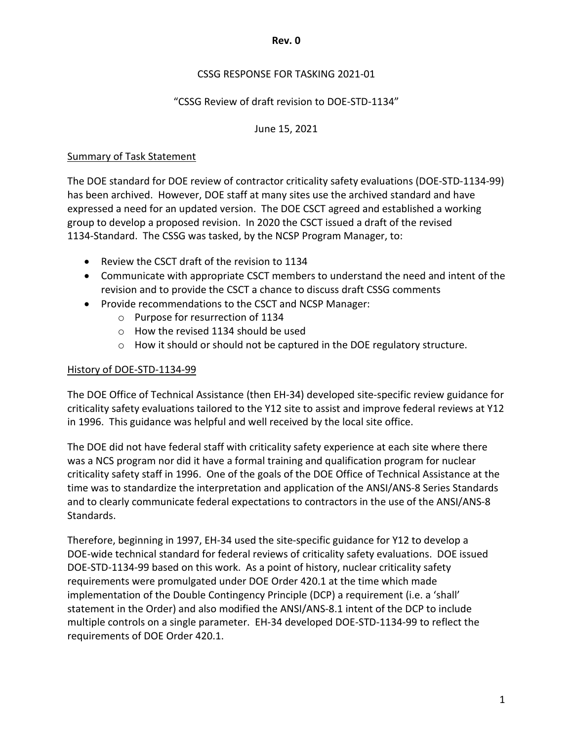**Rev. 0**

CSSG RESPONSE FOR TASKING 2021-01

"CSSG Review of draft revision to DOE-STD-1134"

June 15, 2021

## Summary of Task Statement

The DOE standard for DOE review of contractor criticality safety evaluations (DOE-STD-1134-99) has been archived. However, DOE staff at many sites use the archived standard and have expressed a need for an updated version. The DOE CSCT agreed and established a working group to develop a proposed revision. In 2020 the CSCT issued a draft of the revised 1134-Standard. The CSSG was tasked, by the NCSP Program Manager, to:

- Review the CSCT draft of the revision to 1134
- Communicate with appropriate CSCT members to understand the need and intent of the revision and to provide the CSCT a chance to discuss draft CSSG comments
- Provide recommendations to the CSCT and NCSP Manager:
  - Purpose for resurrection of 1134
  - How the revised 1134 should be used
  - How it should or should not be captured in the DOE regulatory structure.

## History of DOE-STD-1134-99

The DOE Office of Technical Assistance (then EH-34) developed site-specific review guidance for criticality safety evaluations tailored to the Y12 site to assist and improve federal reviews at Y12 in 1996. This guidance was helpful and well received by the local site office.

The DOE did not have federal staff with criticality safety experience at each site where there was a NCS program nor did it have a formal training and qualification program for nuclear criticality safety staff in 1996. One of the goals of the DOE Office of Technical Assistance at the time was to standardize the interpretation and application of the ANSI/ANS-8 Series Standards and to clearly communicate federal expectations to contractors in the use of the ANSI/ANS-8 Standards.

Therefore, beginning in 1997, EH-34 used the site-specific guidance for Y12 to develop a DOE-wide technical standard for federal reviews of criticality safety evaluations. DOE issued DOE-STD-1134-99 based on this work. As a point of history, nuclear criticality safety requirements were promulgated under DOE Order 420.1 at the time which made implementation of the Double Contingency Principle (DCP) a requirement (i.e. a 'shall' statement in the Order) and also modified the ANSI/ANS-8.1 intent of the DCP to include multiple controls on a single parameter. EH-34 developed DOE-STD-1134-99 to reflect the requirements of DOE Order 420.1.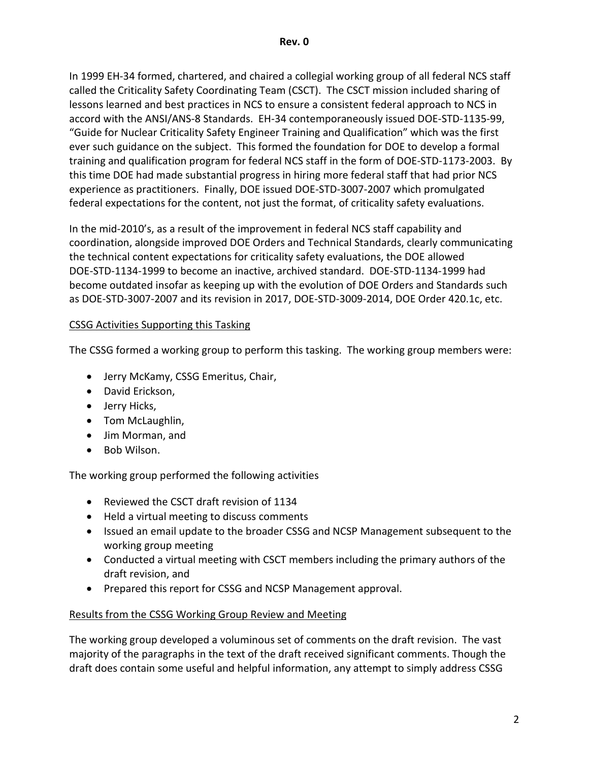In 1999 EH-34 formed, chartered, and chaired a collegial working group of all federal NCS staff called the Criticality Safety Coordinating Team (CSCT). The CSCT mission included sharing of lessons learned and best practices in NCS to ensure a consistent federal approach to NCS in accord with the ANSI/ANS-8 Standards. EH-34 contemporaneously issued DOE-STD-1135-99, "Guide for Nuclear Criticality Safety Engineer Training and Qualification" which was the first ever such guidance on the subject. This formed the foundation for DOE to develop a formal training and qualification program for federal NCS staff in the form of DOE-STD-1173-2003. By this time DOE had made substantial progress in hiring more federal staff that had prior NCS experience as practitioners. Finally, DOE issued DOE-STD-3007-2007 which promulgated federal expectations for the content, not just the format, of criticality safety evaluations.

In the mid-2010's, as a result of the improvement in federal NCS staff capability and coordination, alongside improved DOE Orders and Technical Standards, clearly communicating the technical content expectations for criticality safety evaluations, the DOE allowed DOE-STD-1134-1999 to become an inactive, archived standard. DOE-STD-1134-1999 had become outdated insofar as keeping up with the evolution of DOE Orders and Standards such as DOE-STD-3007-2007 and its revision in 2017, DOE-STD-3009-2014, DOE Order 420.1c, etc.

CSSG Activities Supporting this Tasking

The CSSG formed a working group to perform this tasking. The working group members were:

- Jerry McKamy, CSSG Emeritus, Chair,
- David Erickson,
- Jerry Hicks,
- Tom McLaughlin,
- Jim Morman, and
- Bob Wilson.

The working group performed the following activities

- Reviewed the CSCT draft revision of 1134
- Held a virtual meeting to discuss comments
- Issued an email update to the broader CSSG and NCSP Management subsequent to the working group meeting
- Conducted a virtual meeting with CSCT members including the primary authors of the draft revision, and
- Prepared this report for CSSG and NCSP Management approval.

Results from the CSSG Working Group Review and Meeting

The working group developed a voluminous set of comments on the draft revision. The vast majority of the paragraphs in the text of the draft received significant comments. Though the draft does contain some useful and helpful information, any attempt to simply address CSSG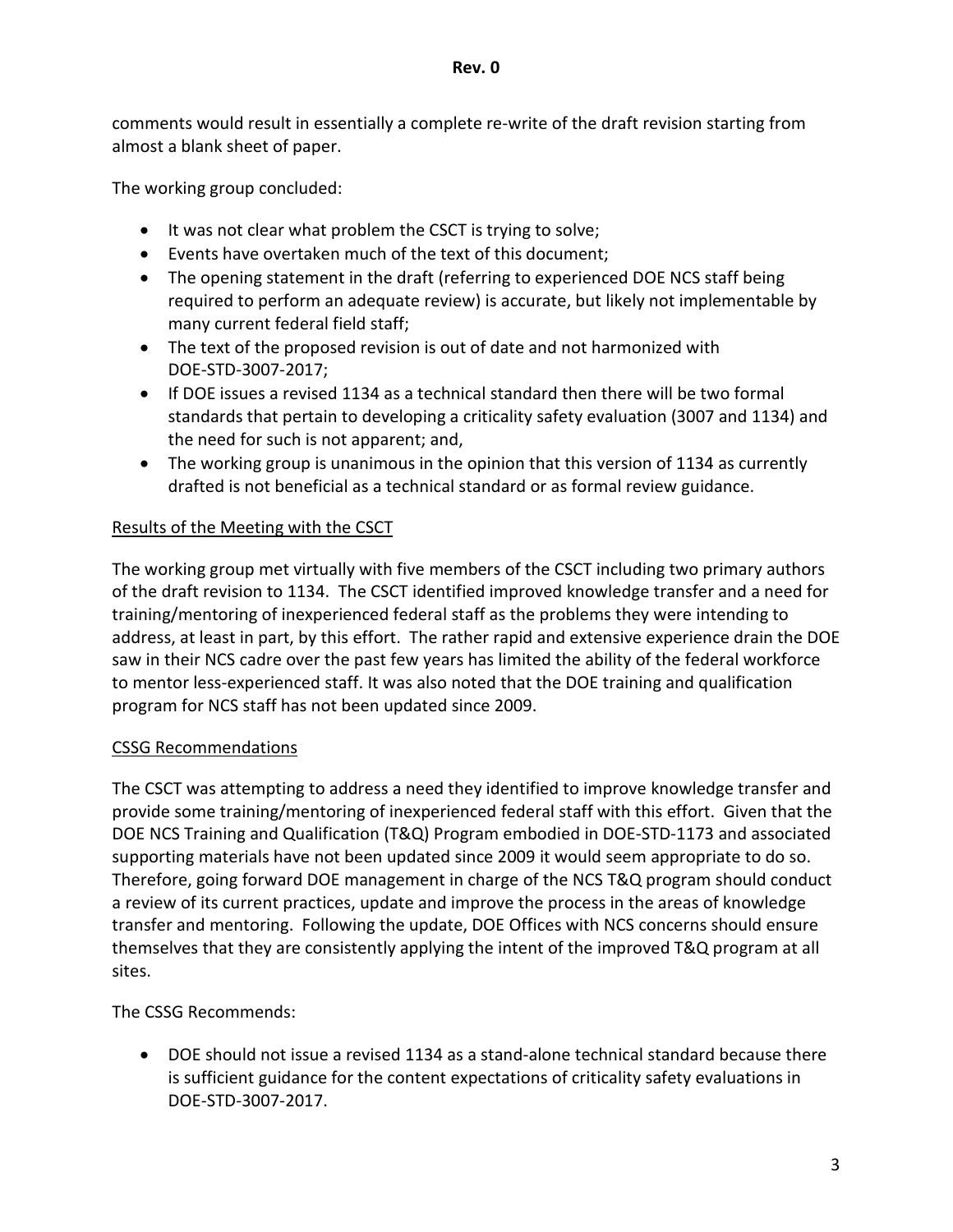comments would result in essentially a complete re-write of the draft revision starting from almost a blank sheet of paper.

The working group concluded:

- It was not clear what problem the CSCT is trying to solve;
- Events have overtaken much of the text of this document;
- The opening statement in the draft (referring to experienced DOE NCS staff being required to perform an adequate review) is accurate, but likely not implementable by many current federal field staff;
- The text of the proposed revision is out of date and not harmonized with DOE-STD-3007-2017;
- If DOE issues a revised 1134 as a technical standard then there will be two formal standards that pertain to developing a criticality safety evaluation (3007 and 1134) and the need for such is not apparent; and,
- The working group is unanimous in the opinion that this version of 1134 as currently drafted is not beneficial as a technical standard or as formal review guidance.

<u>Results of the Meeting with the CSCT</u>

The working group met virtually with five members of the CSCT including two primary authors of the draft revision to 1134. The CSCT identified improved knowledge transfer and a need for training/mentoring of inexperienced federal staff as the problems they were intending to address, at least in part, by this effort. The rather rapid and extensive experience drain the DOE saw in their NCS cadre over the past few years has limited the ability of the federal workforce to mentor less-experienced staff. It was also noted that the DOE training and qualification program for NCS staff has not been updated since 2009.

<u>CSSG Recommendations</u>

The CSCT was attempting to address a need they identified to improve knowledge transfer and provide some training/mentoring of inexperienced federal staff with this effort. Given that the DOE NCS Training and Qualification (T&Q) Program embodied in DOE-STD-1173 and associated supporting materials have not been updated since 2009 it would seem appropriate to do so. Therefore, going forward DOE management in charge of the NCS T&Q program should conduct a review of its current practices, update and improve the process in the areas of knowledge transfer and mentoring. Following the update, DOE Offices with NCS concerns should ensure themselves that they are consistently applying the intent of the improved T&Q program at all sites.

The CSSG Recommends:

- DOE should not issue a revised 1134 as a stand-alone technical standard because there is sufficient guidance for the content expectations of criticality safety evaluations in DOE-STD-3007-2017.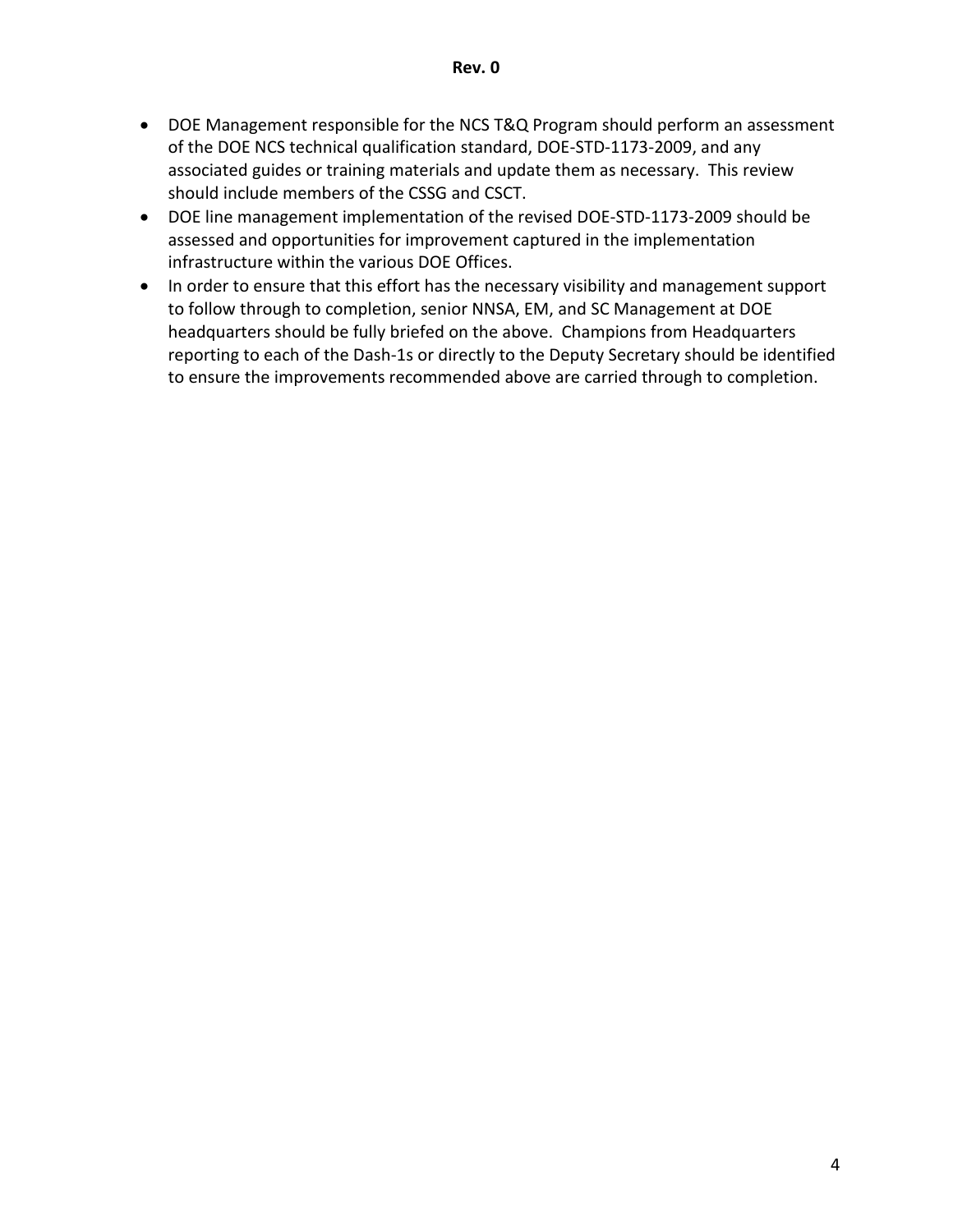- DOE Management responsible for the NCS T&Q Program should perform an assessment of the DOE NCS technical qualification standard, DOE-STD-1173-2009, and any associated guides or training materials and update them as necessary. This review should include members of the CSSG and CSCT.
- DOE line management implementation of the revised DOE-STD-1173-2009 should be assessed and opportunities for improvement captured in the implementation infrastructure within the various DOE Offices.
- In order to ensure that this effort has the necessary visibility and management support to follow through to completion, senior NNSA, EM, and SC Management at DOE headquarters should be fully briefed on the above. Champions from Headquarters reporting to each of the Dash-1s or directly to the Deputy Secretary should be identified to ensure the improvements recommended above are carried through to completion.